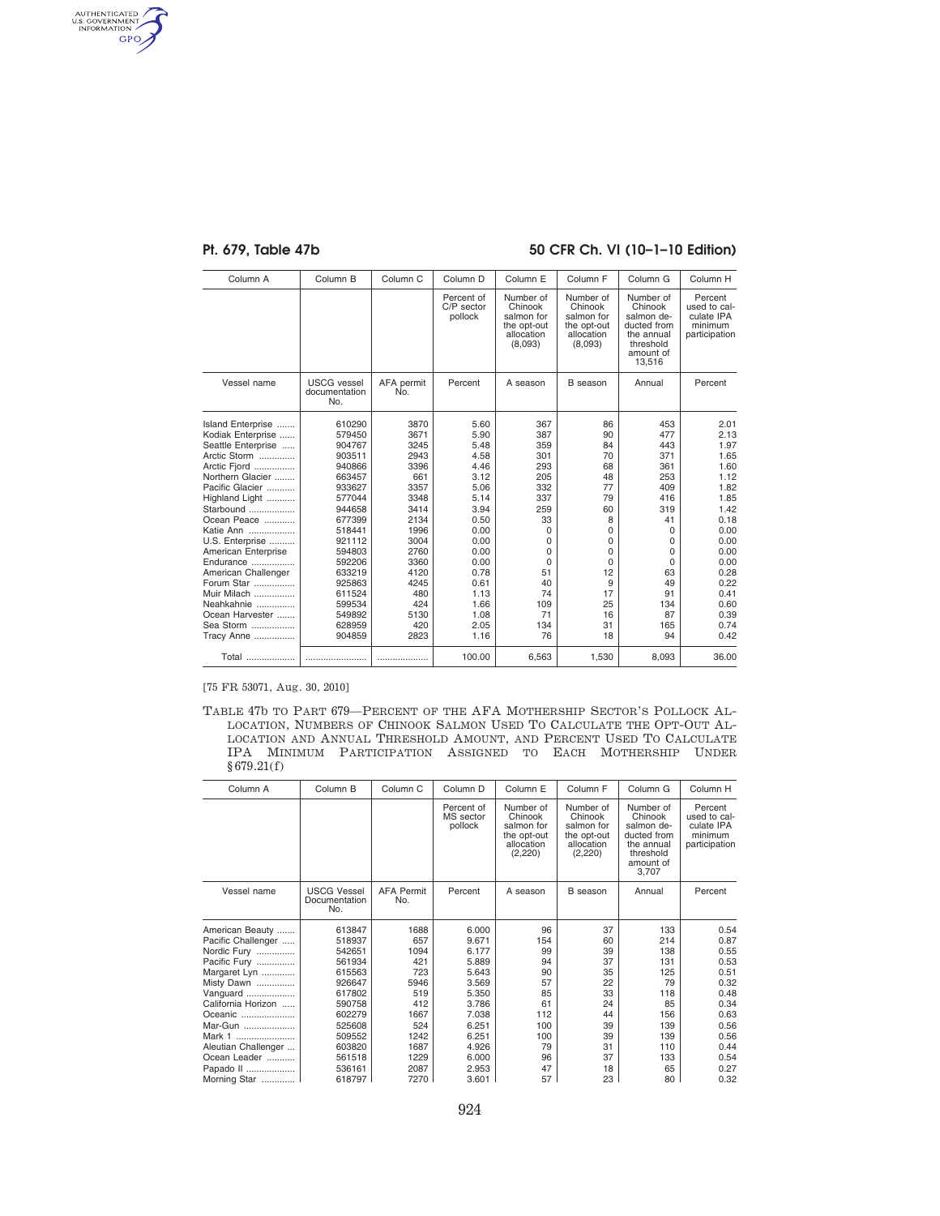| Column A | Column B | Column C | Column D | Column E | Column F | Column G | Column H |
|---|---|---|---|---|---|---|---|
| | | | Percent of C/P sector pollock | Number of Chinook salmon for the opt-out allocation (8,093) | Number of Chinook salmon for the opt-out allocation (8,093) | Number of Chinook salmon deducted from the annual threshold amount of 13,516 | Percent used to calculate IPA minimum participation |
| Vessel name | USCG vessel documentation No. | AFA permit No. | Percent | A season | B season | Annual | Percent |
| Island Enterprise | 610290 | 3870 | 5.60 | 367 | 86 | 453 | 2.01 |
| Kodiak Enterprise | 579450 | 3671 | 5.90 | 387 | 90 | 477 | 2.13 |
| Seattle Enterprise | 904767 | 3245 | 5.48 | 359 | 84 | 443 | 1.97 |
| Arctic Storm | 903511 | 2943 | 4.58 | 301 | 70 | 371 | 1.65 |
| Arctic Fjord | 940866 | 3396 | 4.46 | 293 | 68 | 361 | 1.60 |
| Northern Glacier | 663457 | 661 | 3.12 | 205 | 48 | 253 | 1.12 |
| Pacific Glacier | 933627 | 3357 | 5.06 | 332 | 77 | 409 | 1.82 |
| Highland Light | 577044 | 3348 | 5.14 | 337 | 79 | 416 | 1.85 |
| Starbound | 944658 | 3414 | 3.94 | 259 | 60 | 319 | 1.42 |
| Ocean Peace | 677399 | 2134 | 0.50 | 33 | 8 | 41 | 0.18 |
| Katie Ann | 518441 | 1996 | 0.00 | 0 | 0 | 0 | 0.00 |
| U.S. Enterprise | 921112 | 3004 | 0.00 | 0 | 0 | 0 | 0.00 |
| American Enterprise | 594803 | 2760 | 0.00 | 0 | 0 | 0 | 0.00 |
| Endurance | 592206 | 3360 | 0.00 | 0 | 0 | 0 | 0.00 |
| American Challenger | 633219 | 4120 | 0.78 | 51 | 12 | 63 | 0.28 |
| Forum Star | 925863 | 4245 | 0.61 | 40 | 9 | 49 | 0.22 |
| Muir Milach | 611524 | 480 | 1.13 | 74 | 17 | 91 | 0.41 |
| Neahkahnie | 599534 | 424 | 1.66 | 109 | 25 | 134 | 0.60 |
| Ocean Harvester | 549892 | 5130 | 1.08 | 71 | 16 | 87 | 0.39 |
| Sea Storm | 628959 | 420 | 2.05 | 134 | 31 | 165 | 0.74 |
| Tracy Anne | 904859 | 2823 | 1.16 | 76 | 18 | 94 | 0.42 |
| Total | | | 100.00 | 6,563 | 1,530 | 8,093 | 36.00 |

[75 FR 53071, Aug. 30, 2010]

TABLE 47b TO PART 679—PERCENT OF THE AFA MOTHERSHIP SECTOR'S POLLOCK ALLOCATION, NUMBERS OF CHINOOK SALMON USED TO CALCULATE THE OPT-OUT ALLOCATION AND ANNUAL THRESHOLD AMOUNT, AND PERCENT USED TO CALCULATE IPA MINIMUM PARTICIPATION ASSIGNED TO EACH MOTHERSHIP UNDER §679.21(f)

| Column A | Column B | Column C | Column D | Column E | Column F | Column G | Column H |
|---|---|---|---|---|---|---|---|
| | | | Percent of MS sector pollock | Number of Chinook salmon for the opt-out allocation (2,220) | Number of Chinook salmon for the opt-out allocation (2,220) | Number of Chinook salmon deducted from the annual threshold amount of 3,707 | Percent used to calculate IPA minimum participation |
| Vessel name | USCG Vessel Documentation No. | AFA Permit No. | Percent | A season | B season | Annual | Percent |
| American Beauty | 613847 | 1688 | 6.000 | 96 | 37 | 133 | 0.54 |
| Pacific Challenger | 518937 | 657 | 9.671 | 154 | 60 | 214 | 0.87 |
| Nordic Fury | 542651 | 1094 | 6.177 | 99 | 39 | 138 | 0.55 |
| Pacific Fury | 561934 | 421 | 5.889 | 94 | 37 | 131 | 0.53 |
| Margaret Lyn | 615563 | 723 | 5.643 | 90 | 35 | 125 | 0.51 |
| Misty Dawn | 926647 | 5946 | 3.569 | 57 | 22 | 79 | 0.32 |
| Vanguard | 617802 | 519 | 5.350 | 85 | 33 | 118 | 0.48 |
| California Horizon | 590758 | 412 | 3.786 | 61 | 24 | 85 | 0.34 |
| Oceanic | 602279 | 1667 | 7.038 | 112 | 44 | 156 | 0.63 |
| Mar-Gun | 525608 | 524 | 6.251 | 100 | 39 | 139 | 0.56 |
| Mark 1 | 509552 | 1242 | 6.251 | 100 | 39 | 139 | 0.56 |
| Aleutian Challenger | 603820 | 1687 | 4.926 | 79 | 31 | 110 | 0.44 |
| Ocean Leader | 561518 | 1229 | 6.000 | 96 | 37 | 133 | 0.54 |
| Papado II | 536161 | 2087 | 2.953 | 47 | 18 | 65 | 0.27 |
| Morning Star | 618797 | 7270 | 3.601 | 57 | 23 | 80 | 0.32 |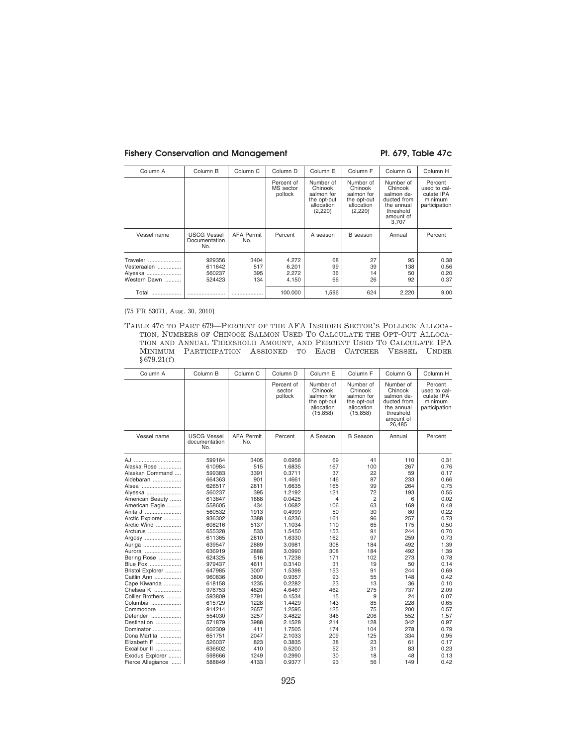| Column A | Column B | Column C | Column D | Column E | Column F | Column G | Column H |
|---|---|---|---|---|---|---|---|
| | | | Percent of MS sector pollock | Number of Chinook salmon for the opt-out allocation (2,220) | Number of Chinook salmon for the opt-out allocation (2,220) | Number of Chinook salmon deducted from the annual threshold amount of 3,707 | Percent used to calculate IPA minimum participation |
| Vessel name | USCG Vessel Documentation No. | AFA Permit No. | Percent | A season | B season | Annual | Percent |
| Traveler | 929356 | 3404 | 4.272 | 68 | 27 | 95 | 0.38 |
| Vesteraalen | 611642 | 517 | 6.201 | 99 | 39 | 138 | 0.56 |
| Alyeska | 560237 | 395 | 2.272 | 36 | 14 | 50 | 0.20 |
| Western Dawn | 524423 | 134 | 4.150 | 66 | 26 | 92 | 0.37 |
| Total | | | 100.000 | 1,596 | 624 | 2,220 | 9.00 |

[75 FR 53071, Aug. 30, 2010]

TABLE 47c TO PART 679—PERCENT OF THE AFA INSHORE SECTOR'S POLLOCK ALLOCATION, NUMBERS OF CHINOOK SALMON USED TO CALCULATE THE OPT-OUT ALLOCATION AND ANNUAL THRESHOLD AMOUNT, AND PERCENT USED TO CALCULATE IPA MINIMUM PARTICIPATION ASSIGNED TO EACH CATCHER VESSEL UNDER §679.21(f)

| Column A | Column B | Column C | Column D | Column E | Column F | Column G | Column H |
|---|---|---|---|---|---|---|---|
| | | | Percent of sector pollock | Number of Chinook salmon for the opt-out allocation (15,858) | Number of Chinook salmon for the opt-out allocation (15,858) | Number of Chinook salmon deducted from the annual threshold amount of 26,485 | Percent used to calculate IPA minimum participation |
| Vessel name | USCG Vessel documentation No. | AFA Permit No. | Percent | A Season | B Season | Annual | Percent |
| AJ | 599164 | 3405 | 0.6958 | 69 | 41 | 110 | 0.31 |
| Alaska Rose | 610984 | 515 | 1.6835 | 167 | 100 | 267 | 0.76 |
| Alaskan Command | 599383 | 3391 | 0.3711 | 37 | 22 | 59 | 0.17 |
| Aldebaran | 664363 | 901 | 1.4661 | 146 | 87 | 233 | 0.66 |
| Alsea | 626517 | 2811 | 1.6635 | 165 | 99 | 264 | 0.75 |
| Alyeska | 560237 | 395 | 1.2192 | 121 | 72 | 193 | 0.55 |
| American Beauty | 613847 | 1688 | 0.0425 | 4 | 2 | 6 | 0.02 |
| American Eagle | 558605 | 434 | 1.0682 | 106 | 63 | 169 | 0.48 |
| Anita J | 560532 | 1913 | 0.4999 | 50 | 30 | 80 | 0.22 |
| Arctic Explorer | 936302 | 3388 | 1.6236 | 161 | 96 | 257 | 0.73 |
| Arctic Wind | 608216 | 5137 | 1.1034 | 110 | 65 | 175 | 0.50 |
| Arcturus | 655328 | 533 | 1.5450 | 153 | 91 | 244 | 0.70 |
| Argosy | 611365 | 2810 | 1.6330 | 162 | 97 | 259 | 0.73 |
| Auriga | 639547 | 2889 | 3.0981 | 308 | 184 | 492 | 1.39 |
| Aurora | 636919 | 2888 | 3.0990 | 308 | 184 | 492 | 1.39 |
| Bering Rose | 624325 | 516 | 1.7238 | 171 | 102 | 273 | 0.78 |
| Blue Fox | 979437 | 4611 | 0.3140 | 31 | 19 | 50 | 0.14 |
| Bristol Explorer | 647985 | 3007 | 1.5398 | 153 | 91 | 244 | 0.69 |
| Caitlin Ann | 960836 | 3800 | 0.9357 | 93 | 55 | 148 | 0.42 |
| Cape Kiwanda | 618158 | 1235 | 0.2282 | 23 | 13 | 36 | 0.10 |
| Chelsea K | 976753 | 4620 | 4.6467 | 462 | 275 | 737 | 2.09 |
| Collier Brothers | 593809 | 2791 | 0.1534 | 15 | 9 | 24 | 0.07 |
| Columbia | 615729 | 1228 | 1.4429 | 143 | 85 | 228 | 0.65 |
| Commodore | 914214 | 2657 | 1.2595 | 125 | 75 | 200 | 0.57 |
| Defender | 554030 | 3257 | 3.4822 | 346 | 206 | 552 | 1.57 |
| Destination | 571879 | 3988 | 2.1528 | 214 | 128 | 342 | 0.97 |
| Dominator | 602309 | 411 | 1.7505 | 174 | 104 | 278 | 0.79 |
| Dona Martita | 651751 | 2047 | 2.1033 | 209 | 125 | 334 | 0.95 |
| Elizabeth F | 526037 | 823 | 0.3835 | 38 | 23 | 61 | 0.17 |
| Excalibur II | 636602 | 410 | 0.5200 | 52 | 31 | 83 | 0.23 |
| Exodus Explorer | 598666 | 1249 | 0.2990 | 30 | 18 | 48 | 0.13 |
| Fierce Allegiance | 588849 | 4133 | 0.9377 | 93 | 56 | 149 | 0.42 |